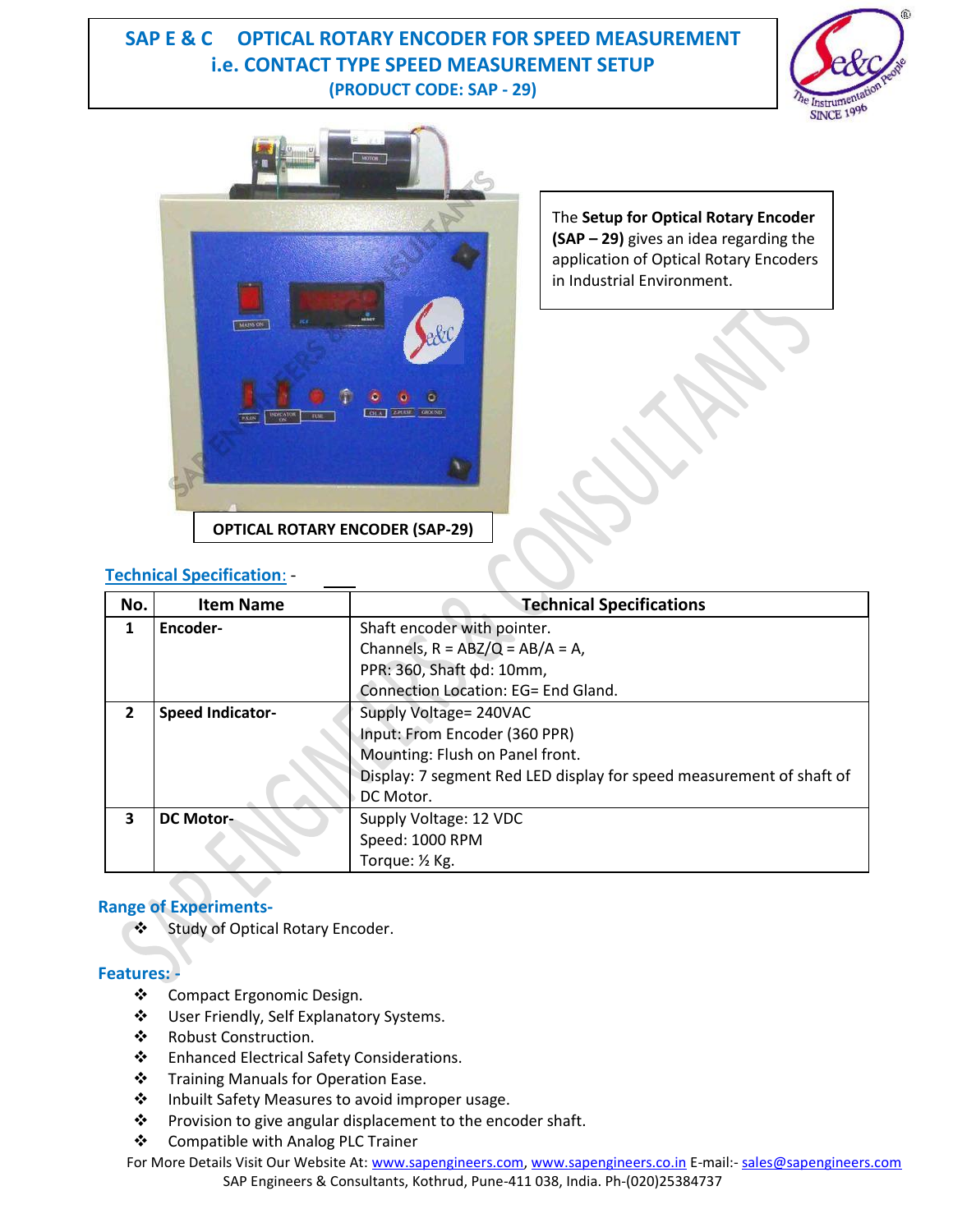# SAP E & C OPTICAL ROTARY ENCODER FOR SPEED MEASUREMENT i.e. CONTACT TYPE SPEED MEASUREMENT SETUP

**(PRODUCT CODE: SAP - 29)**

The **Setup for Optical Rotary Encoder (SAP – 29)** gives an idea regarding the application of Optical Rotary Encoders in Industrial Environment.

**OPTICAL ROTARY ENCODER (SAP-29)**

## Technical Specification: -

| No. | Item Name | Technical Specifications |
|---|---|---|
| 1 | **Encoder-** | Shaft encoder with pointer.<br>Channels, R = ABZ/Q = AB/A = A,<br>PPR: 360, Shaft ϕd: 10mm,<br>Connection Location: EG= End Gland. |
| 2 | **Speed Indicator-** | Supply Voltage= 240VAC<br>Input: From Encoder (360 PPR)<br>Mounting: Flush on Panel front.<br>Display: 7 segment Red LED display for speed measurement of shaft of DC Motor. |
| 3 | **DC Motor-** | Supply Voltage: 12 VDC<br>Speed: 1000 RPM<br>Torque: ½ Kg. |

## Range of Experiments-

- Study of Optical Rotary Encoder.

## Features: -

- Compact Ergonomic Design.
- User Friendly, Self Explanatory Systems.
- Robust Construction.
- Enhanced Electrical Safety Considerations.
- Training Manuals for Operation Ease.
- Inbuilt Safety Measures to avoid improper usage.
- Provision to give angular displacement to the encoder shaft.
- Compatible with Analog PLC Trainer

For More Details Visit Our Website At: www.sapengineers.com, www.sapengineers.co.in E-mail:- sales@sapengineers.com
SAP Engineers & Consultants, Kothrud, Pune-411 038, India. Ph-(020)25384737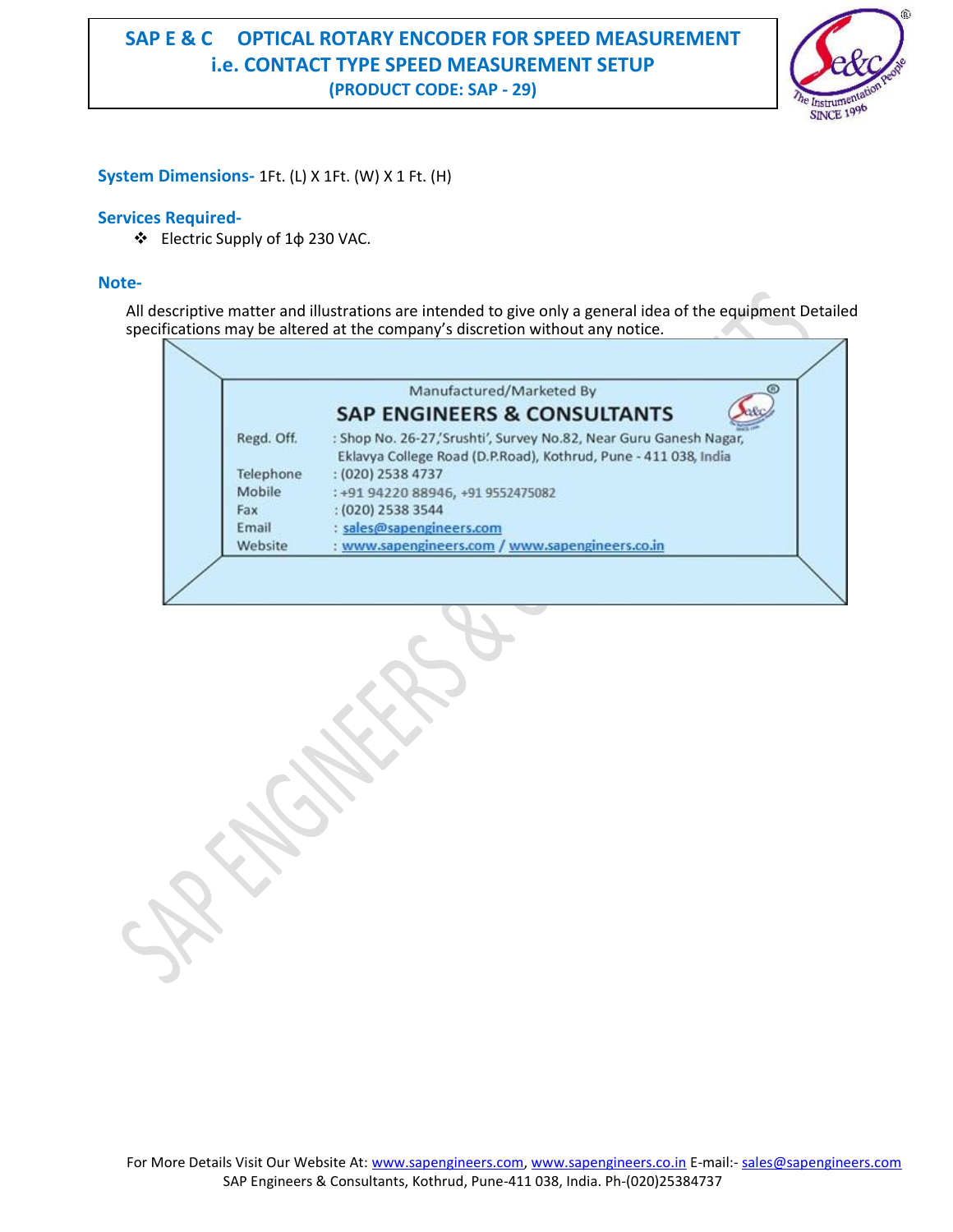**System Dimensions-** 1Ft. (L) X 1Ft. (W) X 1 Ft. (H)

**Services Required-**

- Electric Supply of 1ϕ 230 VAC.

**Note-**

All descriptive matter and illustrations are intended to give only a general idea of the equipment Detailed specifications may be altered at the company's discretion without any notice.

Manufactured/Marketed By

**SAP ENGINEERS & CONSULTANTS**

| | |
|---|---|
| Regd. Off. | : Shop No. 26-27,'Srushti', Survey No.82, Near Guru Ganesh Nagar, Eklavya College Road (D.P.Road), Kothrud, Pune - 411 038, India |
| Telephone | : (020) 2538 4737 |
| Mobile | : +91 94220 88946, +91 9552475082 |
| Fax | : (020) 2538 3544 |
| Email | : sales@sapengineers.com |
| Website | : www.sapengineers.com / www.sapengineers.co.in |